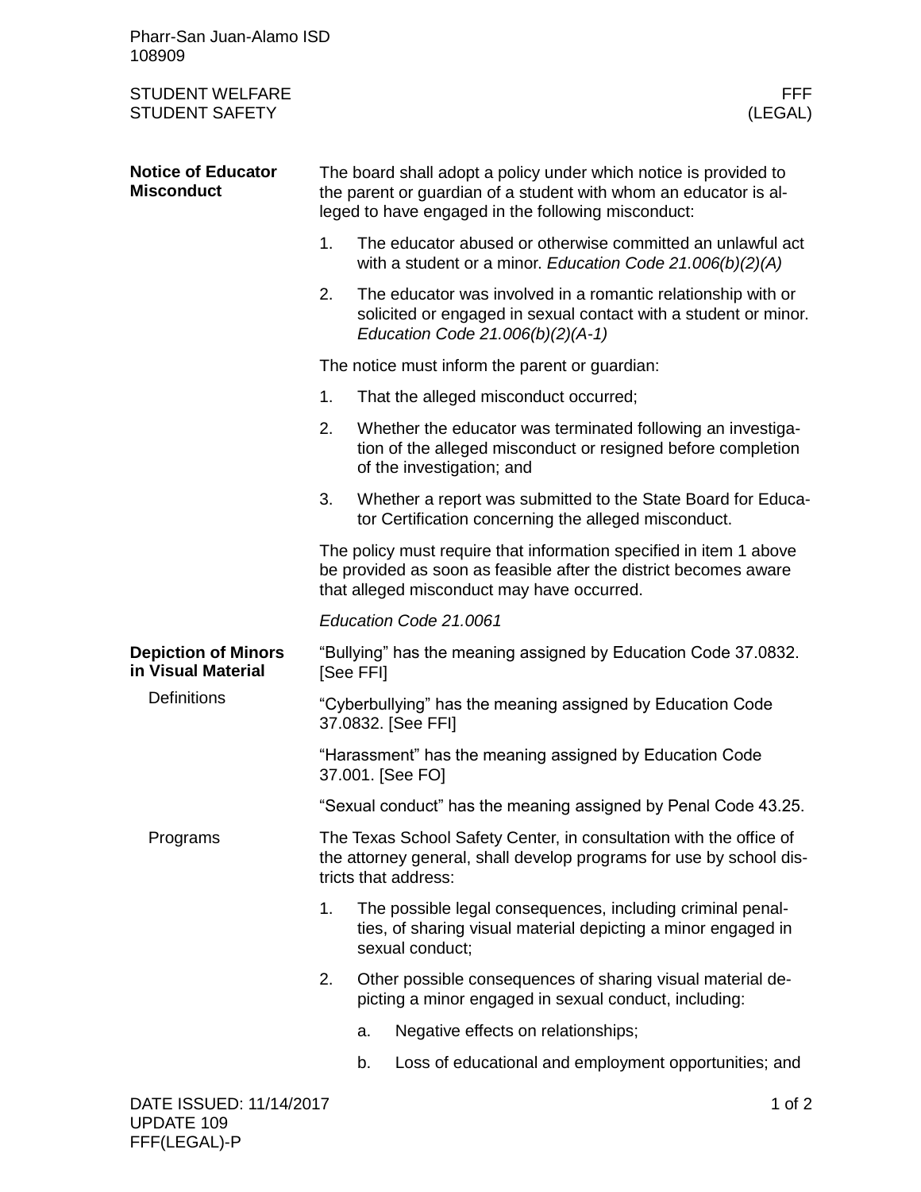# STUDENT WELFARE
# STUDENT SAFETY

FFF (LEGAL)

## Notice of Educator Misconduct

The board shall adopt a policy under which notice is provided to the parent or guardian of a student with whom an educator is alleged to have engaged in the following misconduct:

1. The educator abused or otherwise committed an unlawful act with a student or a minor. *Education Code 21.006(b)(2)(A)*
2. The educator was involved in a romantic relationship with or solicited or engaged in sexual contact with a student or minor. *Education Code 21.006(b)(2)(A-1)*

The notice must inform the parent or guardian:

1. That the alleged misconduct occurred;
2. Whether the educator was terminated following an investigation of the alleged misconduct or resigned before completion of the investigation; and
3. Whether a report was submitted to the State Board for Educator Certification concerning the alleged misconduct.

The policy must require that information specified in item 1 above be provided as soon as feasible after the district becomes aware that alleged misconduct may have occurred.

*Education Code 21.0061*

## Depiction of Minors in Visual Material

### Definitions

"Bullying" has the meaning assigned by Education Code 37.0832. [See FFI]

"Cyberbullying" has the meaning assigned by Education Code 37.0832. [See FFI]

"Harassment" has the meaning assigned by Education Code 37.001. [See FO]

"Sexual conduct" has the meaning assigned by Penal Code 43.25.

### Programs

The Texas School Safety Center, in consultation with the office of the attorney general, shall develop programs for use by school districts that address:

1. The possible legal consequences, including criminal penalties, of sharing visual material depicting a minor engaged in sexual conduct;
2. Other possible consequences of sharing visual material depicting a minor engaged in sexual conduct, including:
   a. Negative effects on relationships;
   b. Loss of educational and employment opportunities; and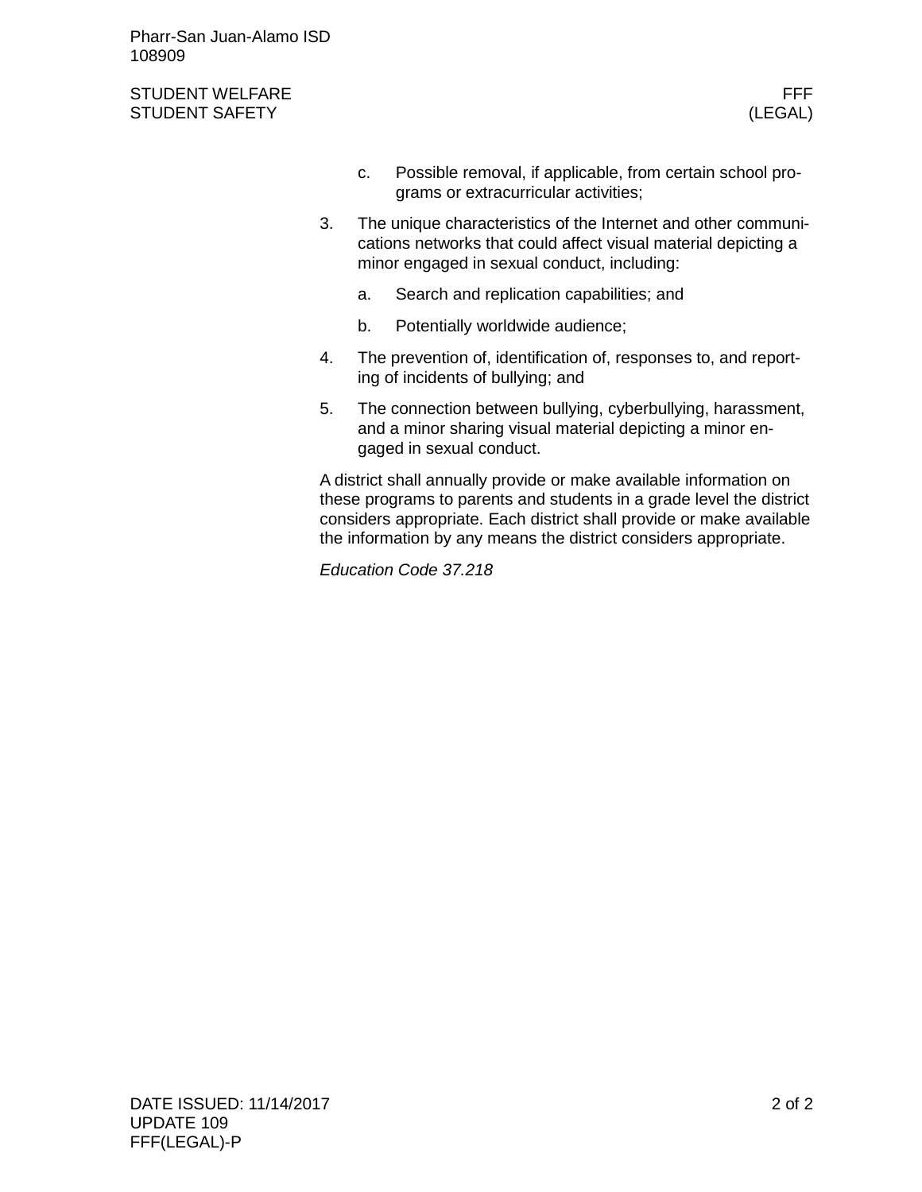c. Possible removal, if applicable, from certain school programs or extracurricular activities;

3. The unique characteristics of the Internet and other communications networks that could affect visual material depicting a minor engaged in sexual conduct, including:
   a. Search and replication capabilities; and
   b. Potentially worldwide audience;
4. The prevention of, identification of, responses to, and reporting of incidents of bullying; and
5. The connection between bullying, cyberbullying, harassment, and a minor sharing visual material depicting a minor engaged in sexual conduct.

A district shall annually provide or make available information on these programs to parents and students in a grade level the district considers appropriate. Each district shall provide or make available the information by any means the district considers appropriate.

*Education Code 37.218*